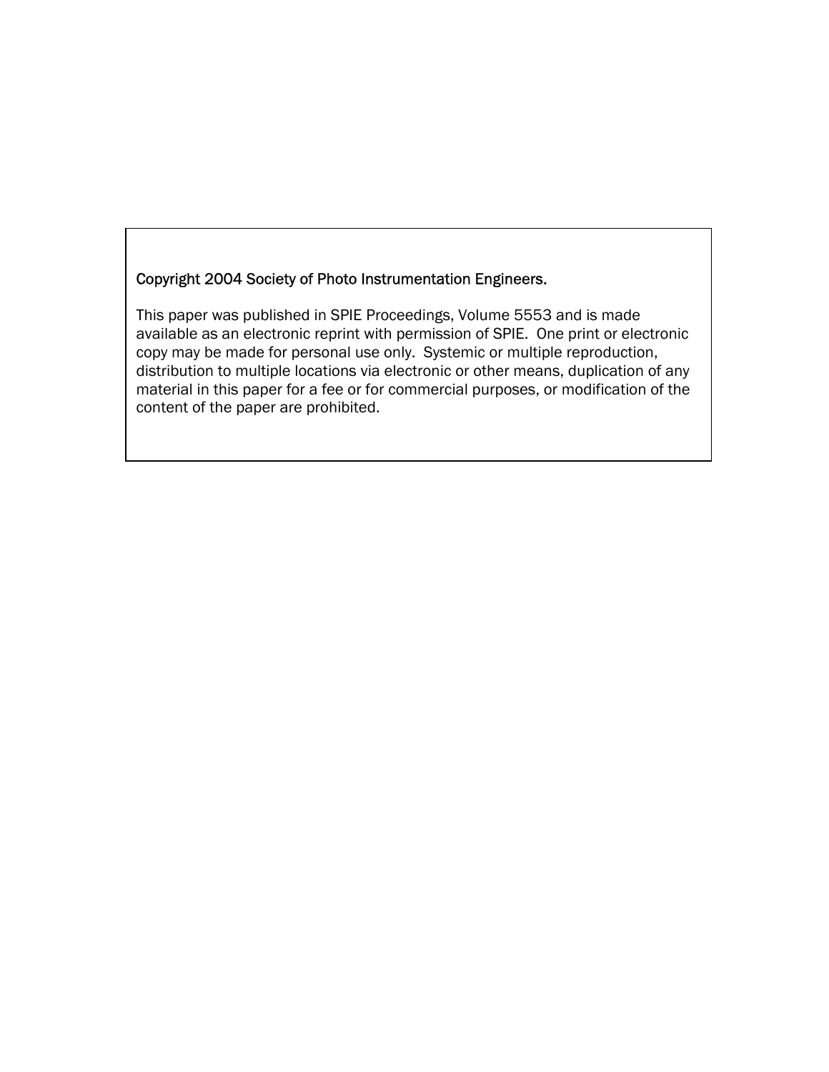Copyright 2004 Society of Photo Instrumentation Engineers.

This paper was published in SPIE Proceedings, Volume 5553 and is made available as an electronic reprint with permission of SPIE. One print or electronic copy may be made for personal use only. Systemic or multiple reproduction, distribution to multiple locations via electronic or other means, duplication of any material in this paper for a fee or for commercial purposes, or modification of the content of the paper are prohibited.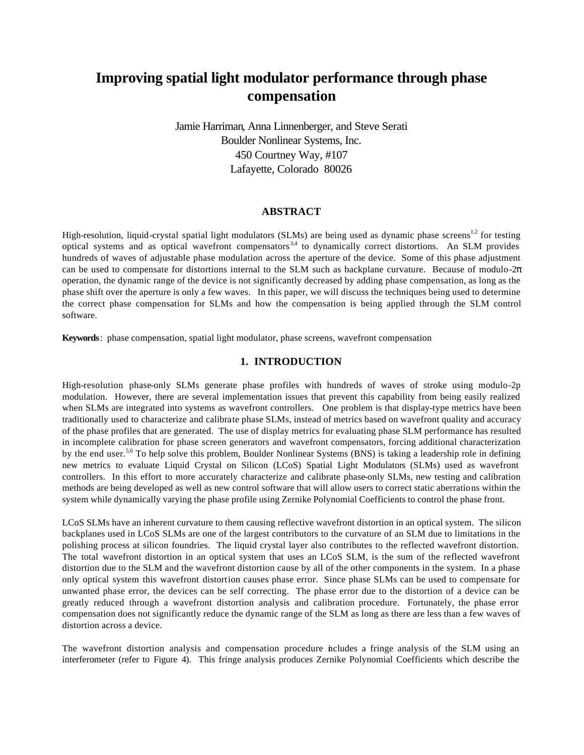# Improving spatial light modulator performance through phase compensation

Jamie Harriman, Anna Linnenberger, and Steve Serati
Boulder Nonlinear Systems, Inc.
450 Courtney Way, #107
Lafayette, Colorado 80026

## ABSTRACT

High-resolution, liquid-crystal spatial light modulators (SLMs) are being used as dynamic phase screens[1,2] for testing optical systems and as optical wavefront compensators[3,4] to dynamically correct distortions. An SLM provides hundreds of waves of adjustable phase modulation across the aperture of the device. Some of this phase adjustment can be used to compensate for distortions internal to the SLM such as backplane curvature. Because of modulo-2π operation, the dynamic range of the device is not significantly decreased by adding phase compensation, as long as the phase shift over the aperture is only a few waves. In this paper, we will discuss the techniques being used to determine the correct phase compensation for SLMs and how the compensation is being applied through the SLM control software.

**Keywords**: phase compensation, spatial light modulator, phase screens, wavefront compensation

## 1. INTRODUCTION

High-resolution phase-only SLMs generate phase profiles with hundreds of waves of stroke using modulo-2p modulation. However, there are several implementation issues that prevent this capability from being easily realized when SLMs are integrated into systems as wavefront controllers. One problem is that display-type metrics have been traditionally used to characterize and calibrate phase SLMs, instead of metrics based on wavefront quality and accuracy of the phase profiles that are generated. The use of display metrics for evaluating phase SLM performance has resulted in incomplete calibration for phase screen generators and wavefront compensators, forcing additional characterization by the end user.[5,6] To help solve this problem, Boulder Nonlinear Systems (BNS) is taking a leadership role in defining new metrics to evaluate Liquid Crystal on Silicon (LCoS) Spatial Light Modulators (SLMs) used as wavefront controllers. In this effort to more accurately characterize and calibrate phase-only SLMs, new testing and calibration methods are being developed as well as new control software that will allow users to correct static aberrations within the system while dynamically varying the phase profile using Zernike Polynomial Coefficients to control the phase front.

LCoS SLMs have an inherent curvature to them causing reflective wavefront distortion in an optical system. The silicon backplanes used in LCoS SLMs are one of the largest contributors to the curvature of an SLM due to limitations in the polishing process at silicon foundries. The liquid crystal layer also contributes to the reflected wavefront distortion. The total wavefront distortion in an optical system that uses an LCoS SLM, is the sum of the reflected wavefront distortion due to the SLM and the wavefront distortion cause by all of the other components in the system. In a phase only optical system this wavefront distortion causes phase error. Since phase SLMs can be used to compensate for unwanted phase error, the devices can be self correcting. The phase error due to the distortion of a device can be greatly reduced through a wavefront distortion analysis and calibration procedure. Fortunately, the phase error compensation does not significantly reduce the dynamic range of the SLM as long as there are less than a few waves of distortion across a device.

The wavefront distortion analysis and compensation procedure includes a fringe analysis of the SLM using an interferometer (refer to Figure 4). This fringe analysis produces Zernike Polynomial Coefficients which describe the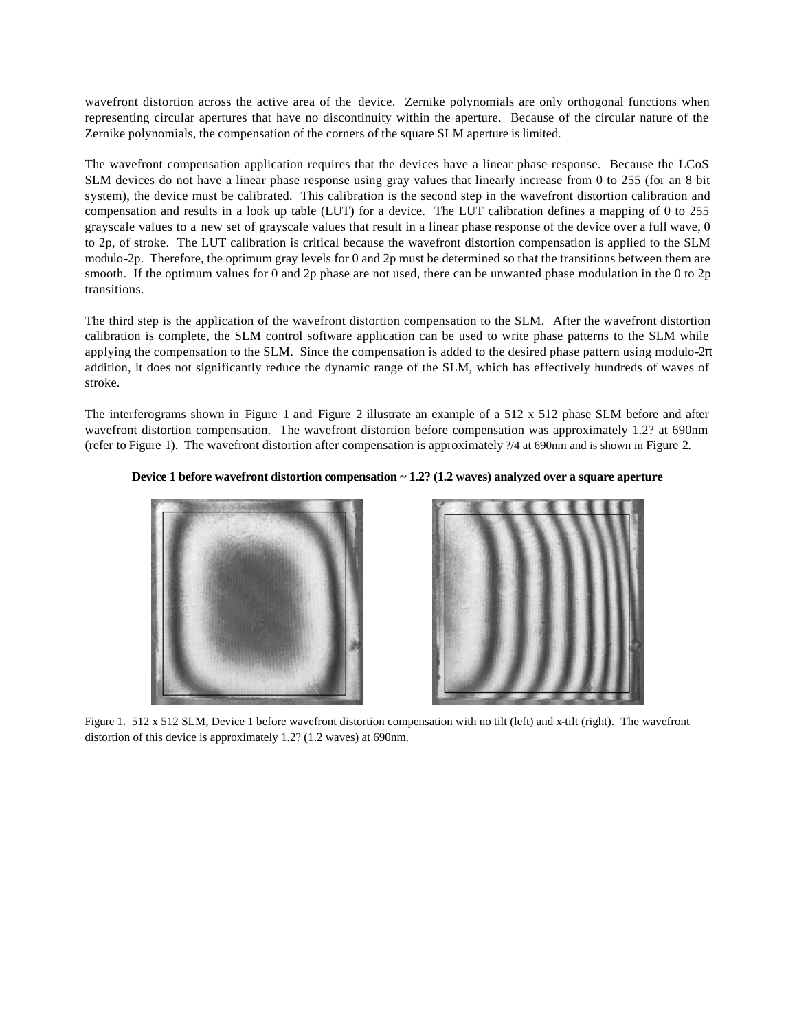wavefront distortion across the active area of the device. Zernike polynomials are only orthogonal functions when representing circular apertures that have no discontinuity within the aperture. Because of the circular nature of the Zernike polynomials, the compensation of the corners of the square SLM aperture is limited.

The wavefront compensation application requires that the devices have a linear phase response. Because the LCoS SLM devices do not have a linear phase response using gray values that linearly increase from 0 to 255 (for an 8 bit system), the device must be calibrated. This calibration is the second step in the wavefront distortion calibration and compensation and results in a look up table (LUT) for a device. The LUT calibration defines a mapping of 0 to 255 grayscale values to a new set of grayscale values that result in a linear phase response of the device over a full wave, 0 to 2p, of stroke. The LUT calibration is critical because the wavefront distortion compensation is applied to the SLM modulo-2p. Therefore, the optimum gray levels for 0 and 2p must be determined so that the transitions between them are smooth. If the optimum values for 0 and 2p phase are not used, there can be unwanted phase modulation in the 0 to 2p transitions.

The third step is the application of the wavefront distortion compensation to the SLM. After the wavefront distortion calibration is complete, the SLM control software application can be used to write phase patterns to the SLM while applying the compensation to the SLM. Since the compensation is added to the desired phase pattern using modulo-2π addition, it does not significantly reduce the dynamic range of the SLM, which has effectively hundreds of waves of stroke.

The interferograms shown in Figure 1 and Figure 2 illustrate an example of a 512 x 512 phase SLM before and after wavefront distortion compensation. The wavefront distortion before compensation was approximately 1.2? at 690nm (refer to Figure 1). The wavefront distortion after compensation is approximately ?/4 at 690nm and is shown in Figure 2.

**Device 1 before wavefront distortion compensation ~ 1.2? (1.2 waves) analyzed over a square aperture**

Figure 1. 512 x 512 SLM, Device 1 before wavefront distortion compensation with no tilt (left) and x-tilt (right). The wavefront distortion of this device is approximately 1.2? (1.2 waves) at 690nm.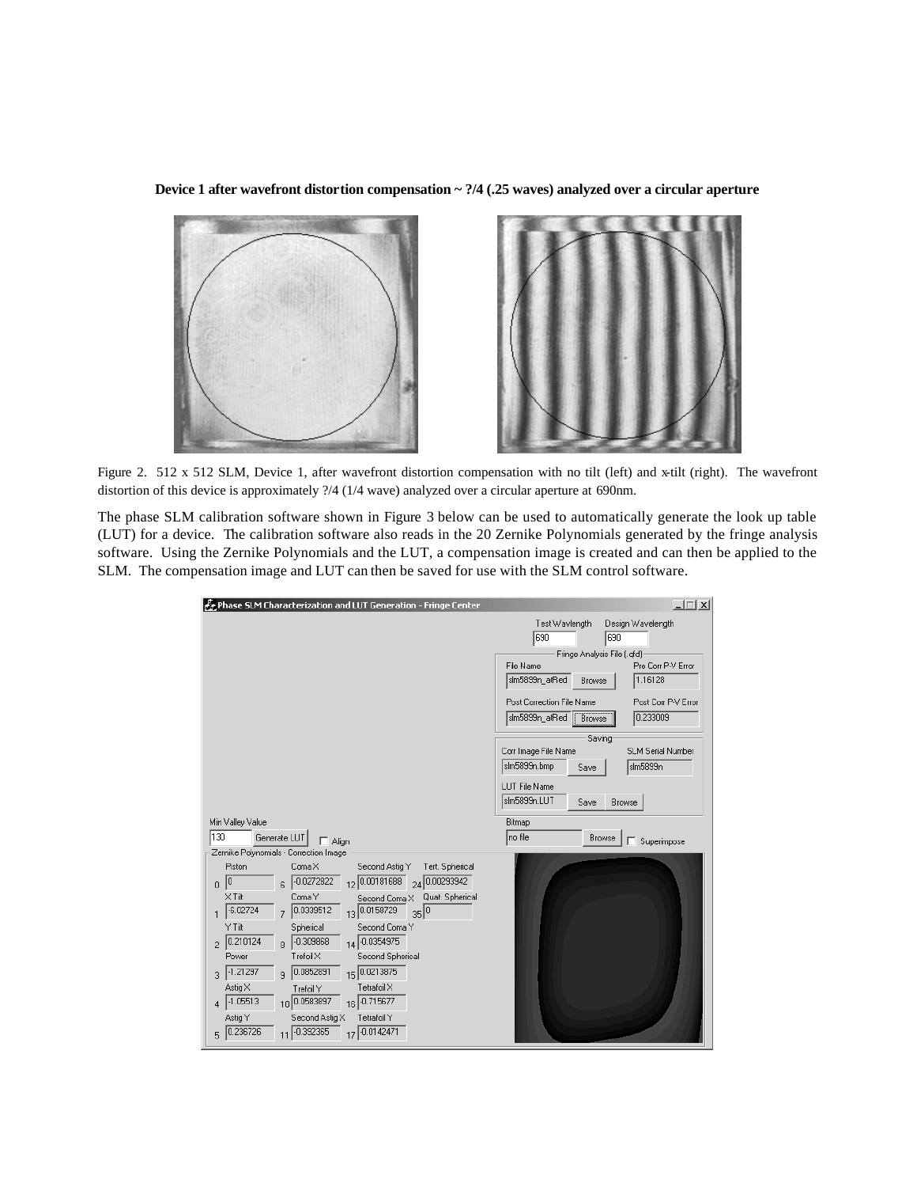**Device 1 after wavefront distortion compensation ~ ?/4 (.25 waves) analyzed over a circular aperture**

Figure 2. 512 x 512 SLM, Device 1, after wavefront distortion compensation with no tilt (left) and x-tilt (right). The wavefront distortion of this device is approximately ?/4 (1/4 wave) analyzed over a circular aperture at 690nm.

The phase SLM calibration software shown in Figure 3 below can be used to automatically generate the look up table (LUT) for a device. The calibration software also reads in the 20 Zernike Polynomials generated by the fringe analysis software. Using the Zernike Polynomials and the LUT, a compensation image is created and can then be applied to the SLM. The compensation image and LUT can then be saved for use with the SLM control software.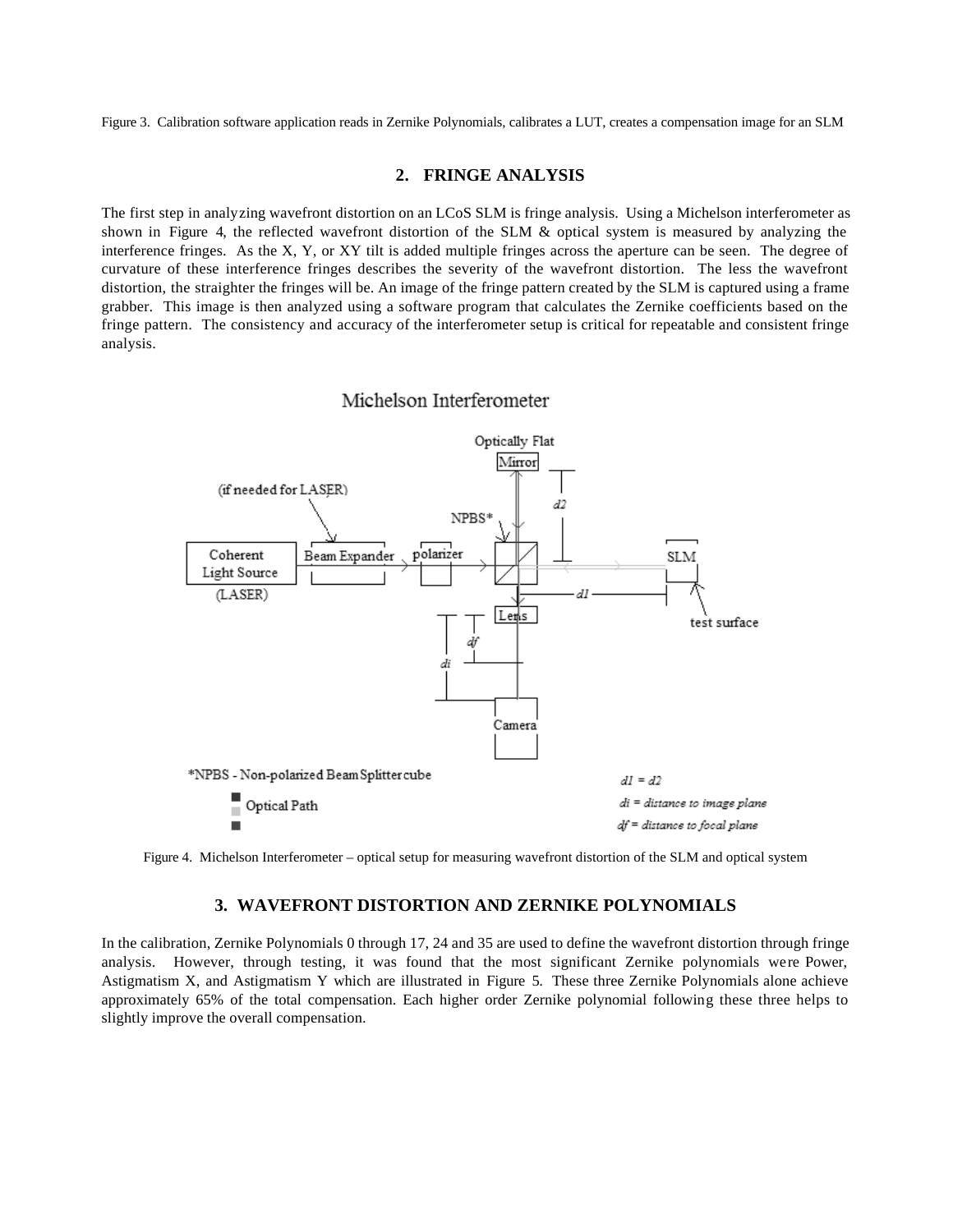Figure 3. Calibration software application reads in Zernike Polynomials, calibrates a LUT, creates a compensation image for an SLM

## 2. FRINGE ANALYSIS

The first step in analyzing wavefront distortion on an LCoS SLM is fringe analysis. Using a Michelson interferometer as shown in Figure 4, the reflected wavefront distortion of the SLM & optical system is measured by analyzing the interference fringes. As the X, Y, or XY tilt is added multiple fringes across the aperture can be seen. The degree of curvature of these interference fringes describes the severity of the wavefront distortion. The less the wavefront distortion, the straighter the fringes will be. An image of the fringe pattern created by the SLM is captured using a frame grabber. This image is then analyzed using a software program that calculates the Zernike coefficients based on the fringe pattern. The consistency and accuracy of the interferometer setup is critical for repeatable and consistent fringe analysis.

Figure 4. Michelson Interferometer – optical setup for measuring wavefront distortion of the SLM and optical system

## 3. WAVEFRONT DISTORTION AND ZERNIKE POLYNOMIALS

In the calibration, Zernike Polynomials 0 through 17, 24 and 35 are used to define the wavefront distortion through fringe analysis. However, through testing, it was found that the most significant Zernike polynomials were Power, Astigmatism X, and Astigmatism Y which are illustrated in Figure 5. These three Zernike Polynomials alone achieve approximately 65% of the total compensation. Each higher order Zernike polynomial following these three helps to slightly improve the overall compensation.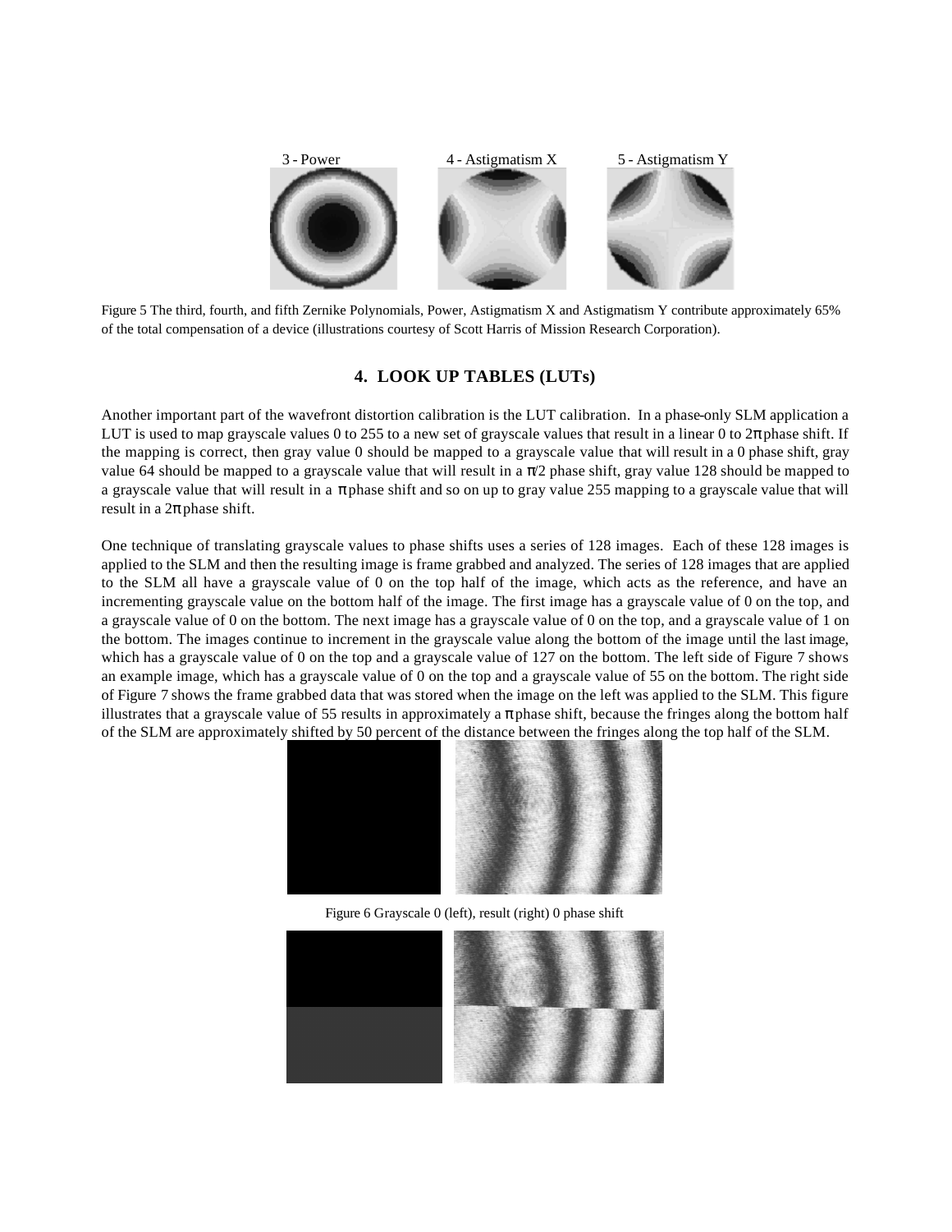3 - Power 4 - Astigmatism X 5 - Astigmatism Y

Figure 5 The third, fourth, and fifth Zernike Polynomials, Power, Astigmatism X and Astigmatism Y contribute approximately 65% of the total compensation of a device (illustrations courtesy of Scott Harris of Mission Research Corporation).

## 4. LOOK UP TABLES (LUTs)

Another important part of the wavefront distortion calibration is the LUT calibration. In a phase-only SLM application a LUT is used to map grayscale values 0 to 255 to a new set of grayscale values that result in a linear 0 to $2\pi$ phase shift. If the mapping is correct, then gray value 0 should be mapped to a grayscale value that will result in a 0 phase shift, gray value 64 should be mapped to a grayscale value that will result in a $\pi/2$ phase shift, gray value 128 should be mapped to a grayscale value that will result in a $\pi$ phase shift and so on up to gray value 255 mapping to a grayscale value that will result in a $2\pi$ phase shift.

One technique of translating grayscale values to phase shifts uses a series of 128 images. Each of these 128 images is applied to the SLM and then the resulting image is frame grabbed and analyzed. The series of 128 images that are applied to the SLM all have a grayscale value of 0 on the top half of the image, which acts as the reference, and have an incrementing grayscale value on the bottom half of the image. The first image has a grayscale value of 0 on the top, and a grayscale value of 0 on the bottom. The next image has a grayscale value of 0 on the top, and a grayscale value of 1 on the bottom. The images continue to increment in the grayscale value along the bottom of the image until the last image, which has a grayscale value of 0 on the top and a grayscale value of 127 on the bottom. The left side of Figure 7 shows an example image, which has a grayscale value of 0 on the top and a grayscale value of 55 on the bottom. The right side of Figure 7 shows the frame grabbed data that was stored when the image on the left was applied to the SLM. This figure illustrates that a grayscale value of 55 results in approximately a $\pi$ phase shift, because the fringes along the bottom half of the SLM are approximately shifted by 50 percent of the distance between the fringes along the top half of the SLM.

Figure 6 Grayscale 0 (left), result (right) 0 phase shift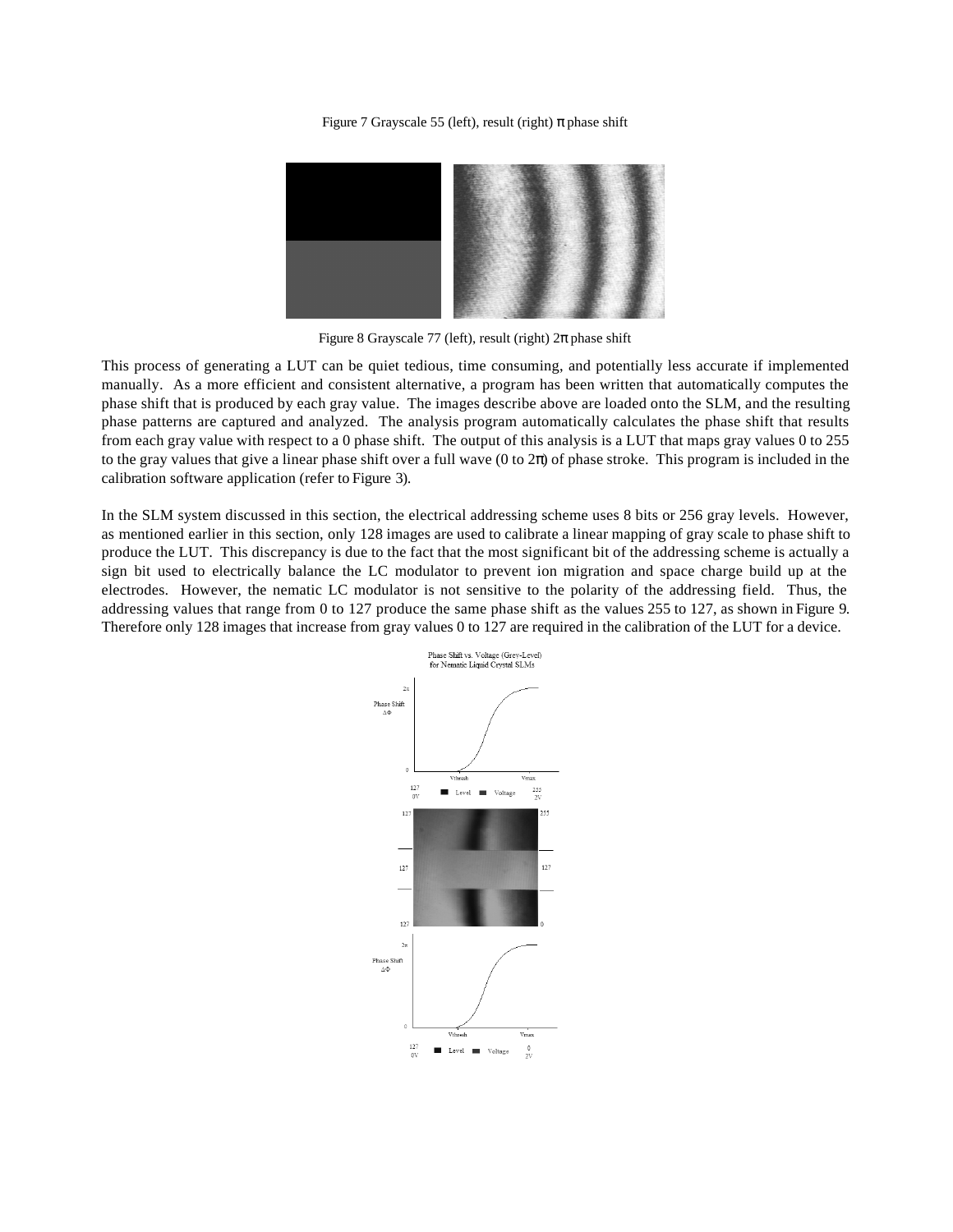Figure 7 Grayscale 55 (left), result (right) π phase shift

Figure 8 Grayscale 77 (left), result (right) 2π phase shift

This process of generating a LUT can be quiet tedious, time consuming, and potentially less accurate if implemented manually. As a more efficient and consistent alternative, a program has been written that automatically computes the phase shift that is produced by each gray value. The images describe above are loaded onto the SLM, and the resulting phase patterns are captured and analyzed. The analysis program automatically calculates the phase shift that results from each gray value with respect to a 0 phase shift. The output of this analysis is a LUT that maps gray values 0 to 255 to the gray values that give a linear phase shift over a full wave (0 to 2π) of phase stroke. This program is included in the calibration software application (refer to Figure 3).

In the SLM system discussed in this section, the electrical addressing scheme uses 8 bits or 256 gray levels. However, as mentioned earlier in this section, only 128 images are used to calibrate a linear mapping of gray scale to phase shift to produce the LUT. This discrepancy is due to the fact that the most significant bit of the addressing scheme is actually a sign bit used to electrically balance the LC modulator to prevent ion migration and space charge build up at the electrodes. However, the nematic LC modulator is not sensitive to the polarity of the addressing field. Thus, the addressing values that range from 0 to 127 produce the same phase shift as the values 255 to 127, as shown in Figure 9. Therefore only 128 images that increase from gray values 0 to 127 are required in the calibration of the LUT for a device.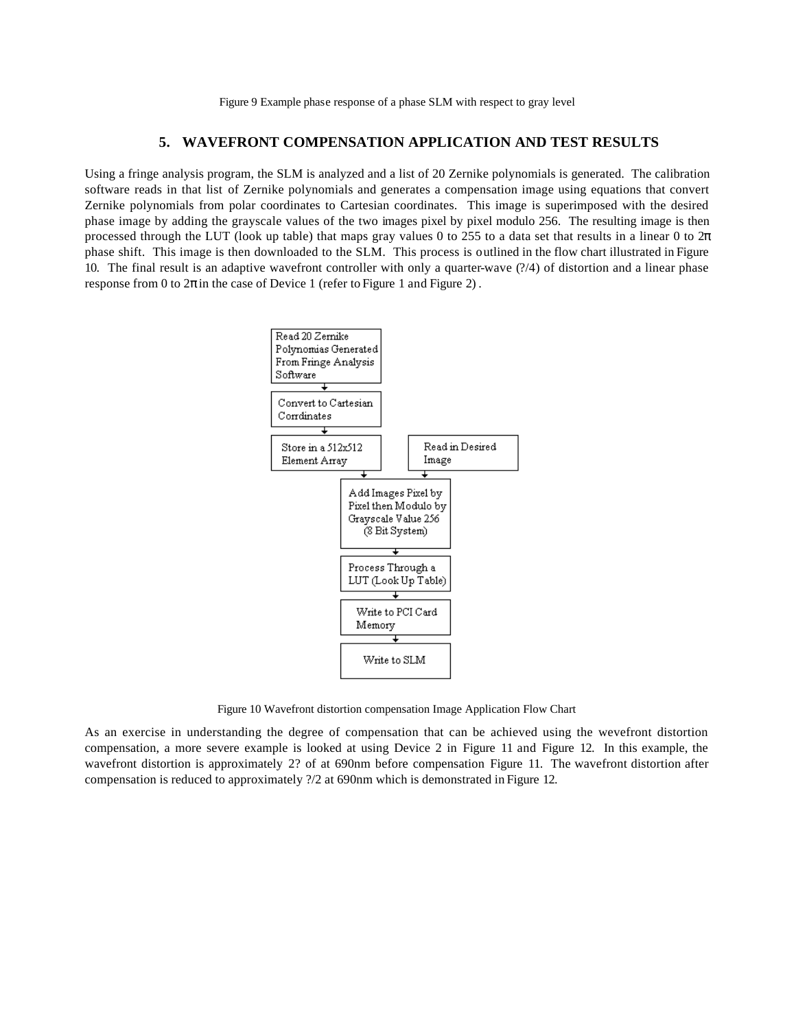Figure 9 Example phase response of a phase SLM with respect to gray level

## 5. WAVEFRONT COMPENSATION APPLICATION AND TEST RESULTS

Using a fringe analysis program, the SLM is analyzed and a list of 20 Zernike polynomials is generated. The calibration software reads in that list of Zernike polynomials and generates a compensation image using equations that convert Zernike polynomials from polar coordinates to Cartesian coordinates. This image is superimposed with the desired phase image by adding the grayscale values of the two images pixel by pixel modulo 256. The resulting image is then processed through the LUT (look up table) that maps gray values 0 to 255 to a data set that results in a linear 0 to $2\pi$ phase shift. This image is then downloaded to the SLM. This process is outlined in the flow chart illustrated in Figure 10. The final result is an adaptive wavefront controller with only a quarter-wave (?/4) of distortion and a linear phase response from 0 to $2\pi$ in the case of Device 1 (refer to Figure 1 and Figure 2) .

- Read 20 Zernike Polynomias Generated From Fringe Analysis Software
- Convert to Cartesian Corrdinates
- Store in a 512x512 Element Array
- Read in Desired Image
- Add Images Pixel by Pixel then Modulo by Grayscale Value 256 (8 Bit System)
- Process Through a LUT (Look Up Table)
- Write to PCI Card Memory
- Write to SLM

Figure 10 Wavefront distortion compensation Image Application Flow Chart

As an exercise in understanding the degree of compensation that can be achieved using the wevefront distortion compensation, a more severe example is looked at using Device 2 in Figure 11 and Figure 12. In this example, the wavefront distortion is approximately 2? of at 690nm before compensation Figure 11. The wavefront distortion after compensation is reduced to approximately ?/2 at 690nm which is demonstrated in Figure 12.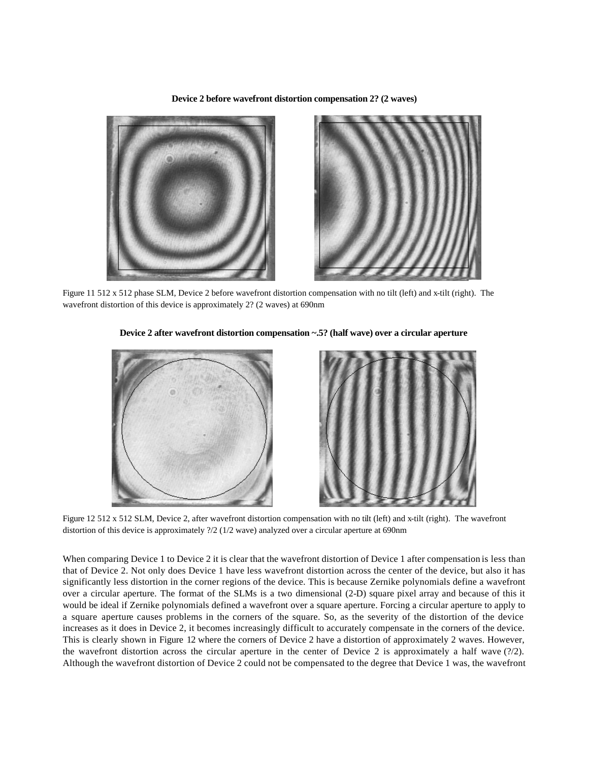**Device 2 before wavefront distortion compensation 2? (2 waves)**

Figure 11 512 x 512 phase SLM, Device 2 before wavefront distortion compensation with no tilt (left) and x-tilt (right). The wavefront distortion of this device is approximately 2? (2 waves) at 690nm

**Device 2 after wavefront distortion compensation ~.5? (half wave) over a circular aperture**

Figure 12 512 x 512 SLM, Device 2, after wavefront distortion compensation with no tilt (left) and x-tilt (right). The wavefront distortion of this device is approximately ?/2 (1/2 wave) analyzed over a circular aperture at 690nm

When comparing Device 1 to Device 2 it is clear that the wavefront distortion of Device 1 after compensation is less than that of Device 2. Not only does Device 1 have less wavefront distortion across the center of the device, but also it has significantly less distortion in the corner regions of the device. This is because Zernike polynomials define a wavefront over a circular aperture. The format of the SLMs is a two dimensional (2-D) square pixel array and because of this it would be ideal if Zernike polynomials defined a wavefront over a square aperture. Forcing a circular aperture to apply to a square aperture causes problems in the corners of the square. So, as the severity of the distortion of the device increases as it does in Device 2, it becomes increasingly difficult to accurately compensate in the corners of the device. This is clearly shown in Figure 12 where the corners of Device 2 have a distortion of approximately 2 waves. However, the wavefront distortion across the circular aperture in the center of Device 2 is approximately a half wave (?/2). Although the wavefront distortion of Device 2 could not be compensated to the degree that Device 1 was, the wavefront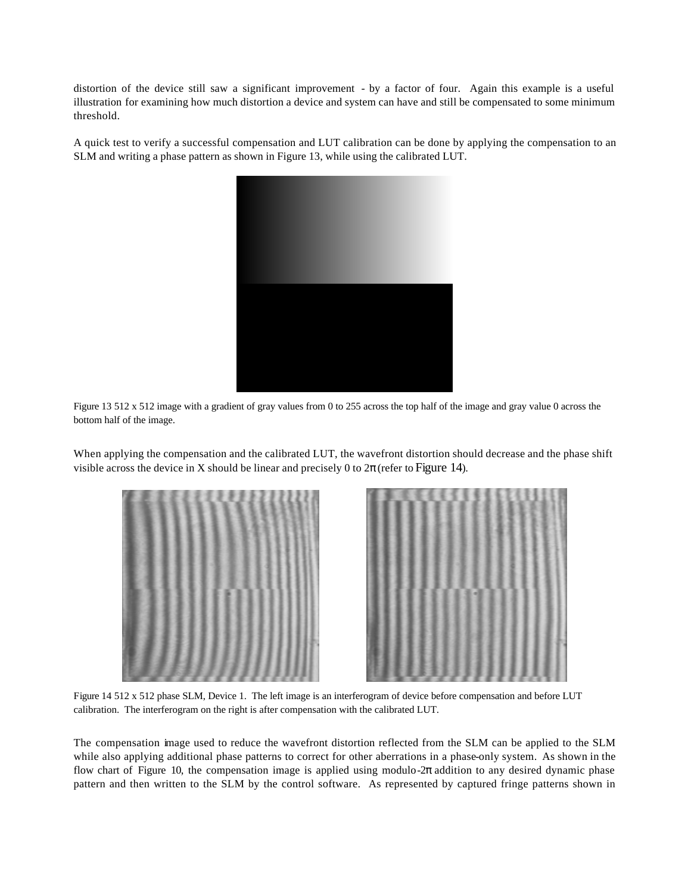distortion of the device still saw a significant improvement - by a factor of four. Again this example is a useful illustration for examining how much distortion a device and system can have and still be compensated to some minimum threshold.

A quick test to verify a successful compensation and LUT calibration can be done by applying the compensation to an SLM and writing a phase pattern as shown in Figure 13, while using the calibrated LUT.

Figure 13 512 x 512 image with a gradient of gray values from 0 to 255 across the top half of the image and gray value 0 across the bottom half of the image.

When applying the compensation and the calibrated LUT, the wavefront distortion should decrease and the phase shift visible across the device in X should be linear and precisely 0 to $2\pi$ (refer to Figure 14).

Figure 14 512 x 512 phase SLM, Device 1. The left image is an interferogram of device before compensation and before LUT calibration. The interferogram on the right is after compensation with the calibrated LUT.

The compensation image used to reduce the wavefront distortion reflected from the SLM can be applied to the SLM while also applying additional phase patterns to correct for other aberrations in a phase-only system. As shown in the flow chart of Figure 10, the compensation image is applied using modulo-$2\pi$ addition to any desired dynamic phase pattern and then written to the SLM by the control software. As represented by captured fringe patterns shown in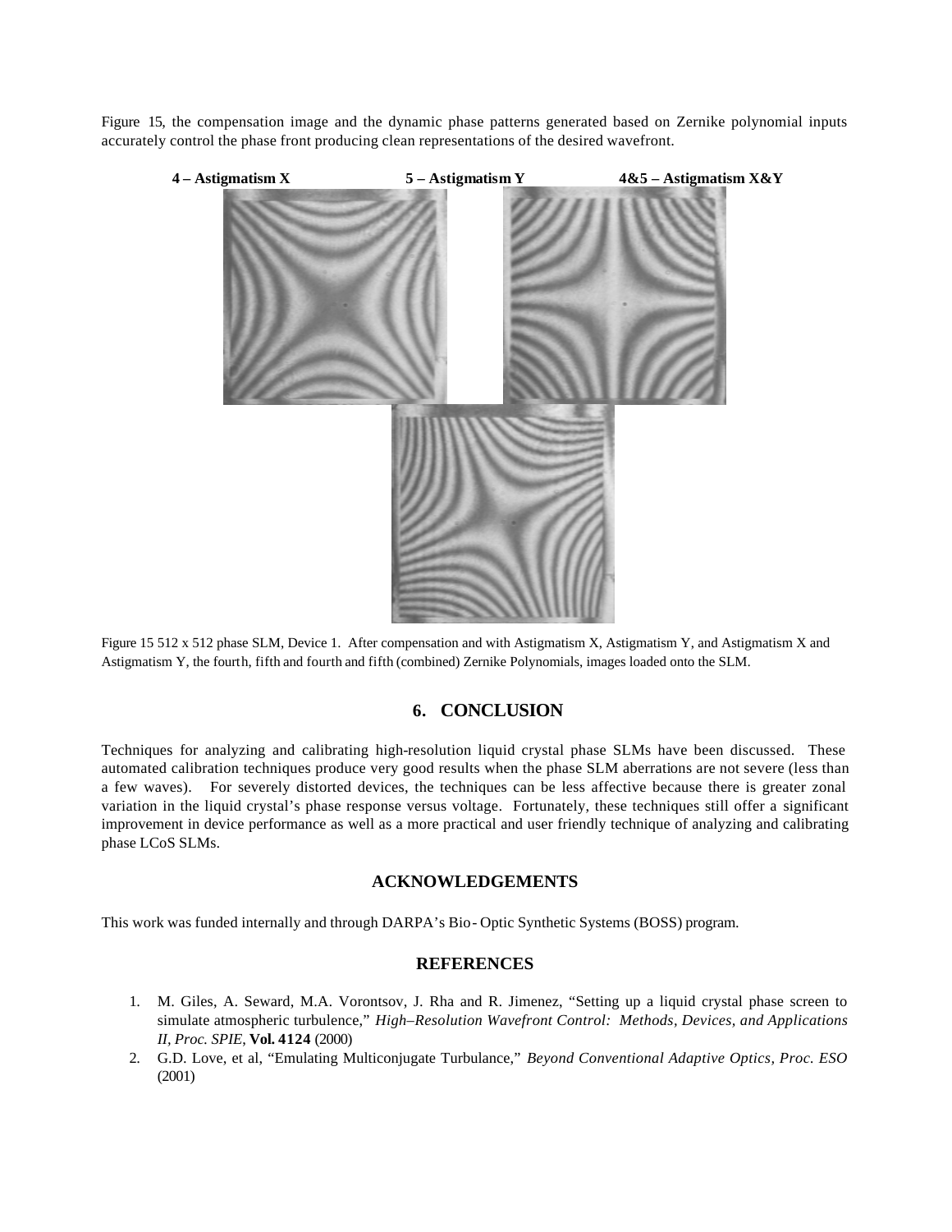Figure 15, the compensation image and the dynamic phase patterns generated based on Zernike polynomial inputs accurately control the phase front producing clean representations of the desired wavefront.

**4 – Astigmatism X** **5 – Astigmatism Y** **4&5 – Astigmatism X&Y**

Figure 15 512 x 512 phase SLM, Device 1. After compensation and with Astigmatism X, Astigmatism Y, and Astigmatism X and Astigmatism Y, the fourth, fifth and fourth and fifth (combined) Zernike Polynomials, images loaded onto the SLM.

## 6. CONCLUSION

Techniques for analyzing and calibrating high-resolution liquid crystal phase SLMs have been discussed. These automated calibration techniques produce very good results when the phase SLM aberrations are not severe (less than a few waves). For severely distorted devices, the techniques can be less affective because there is greater zonal variation in the liquid crystal's phase response versus voltage. Fortunately, these techniques still offer a significant improvement in device performance as well as a more practical and user friendly technique of analyzing and calibrating phase LCoS SLMs.

## ACKNOWLEDGEMENTS

This work was funded internally and through DARPA's Bio-Optic Synthetic Systems (BOSS) program.

## REFERENCES

1. M. Giles, A. Seward, M.A. Vorontsov, J. Rha and R. Jimenez, "Setting up a liquid crystal phase screen to simulate atmospheric turbulence," *High–Resolution Wavefront Control: Methods, Devices, and Applications II, Proc. SPIE*, **Vol. 4124** (2000)
2. G.D. Love, et al, "Emulating Multiconjugate Turbulance," *Beyond Conventional Adaptive Optics, Proc. ESO* (2001)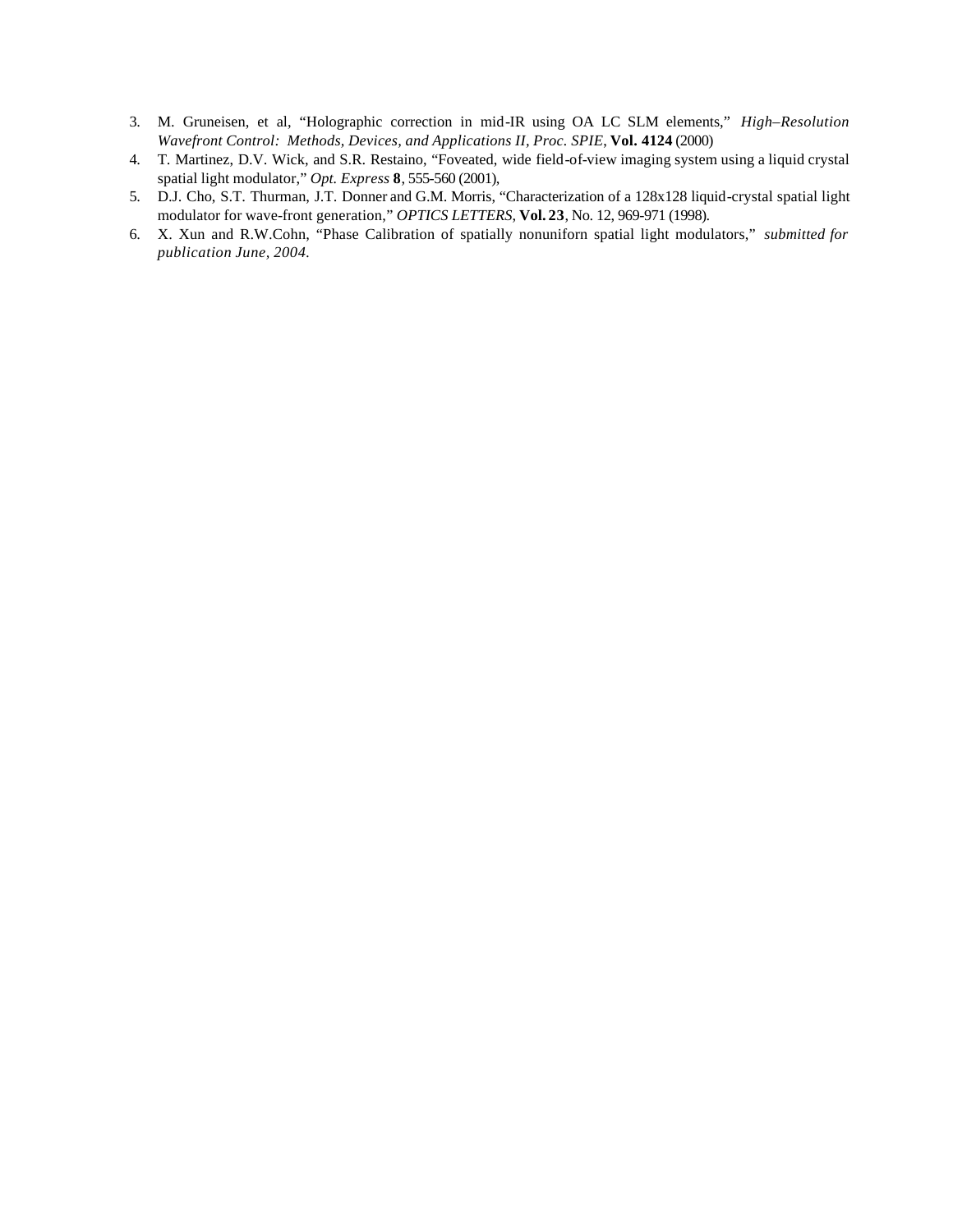3. M. Gruneisen, et al, “Holographic correction in mid-IR using OA LC SLM elements,” *High–Resolution Wavefront Control: Methods, Devices, and Applications II, Proc. SPIE*, **Vol. 4124** (2000)
4. T. Martinez, D.V. Wick, and S.R. Restaino, “Foveated, wide field-of-view imaging system using a liquid crystal spatial light modulator,” *Opt. Express* **8**, 555-560 (2001),
5. D.J. Cho, S.T. Thurman, J.T. Donner and G.M. Morris, “Characterization of a 128x128 liquid-crystal spatial light modulator for wave-front generation,” *OPTICS LETTERS*, **Vol. 23**, No. 12, 969-971 (1998).
6. X. Xun and R.W.Cohn, “Phase Calibration of spatially nonuniforn spatial light modulators,” *submitted for publication June, 2004.*